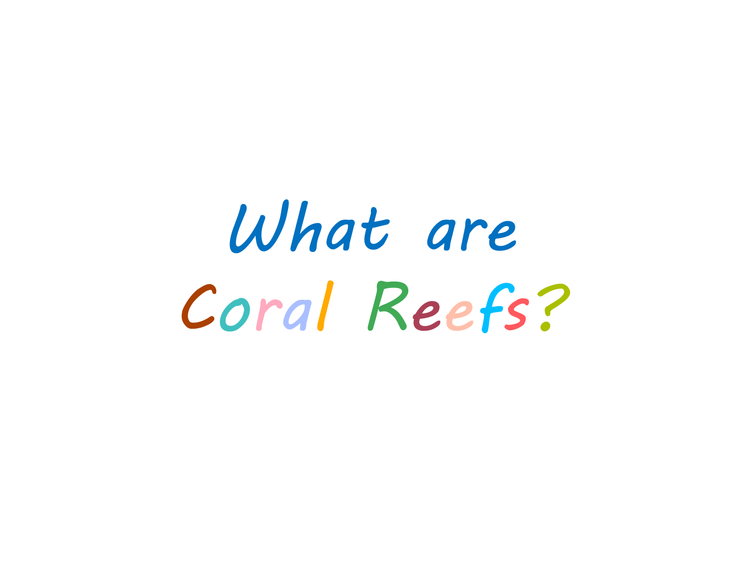# What are Coral Reefs?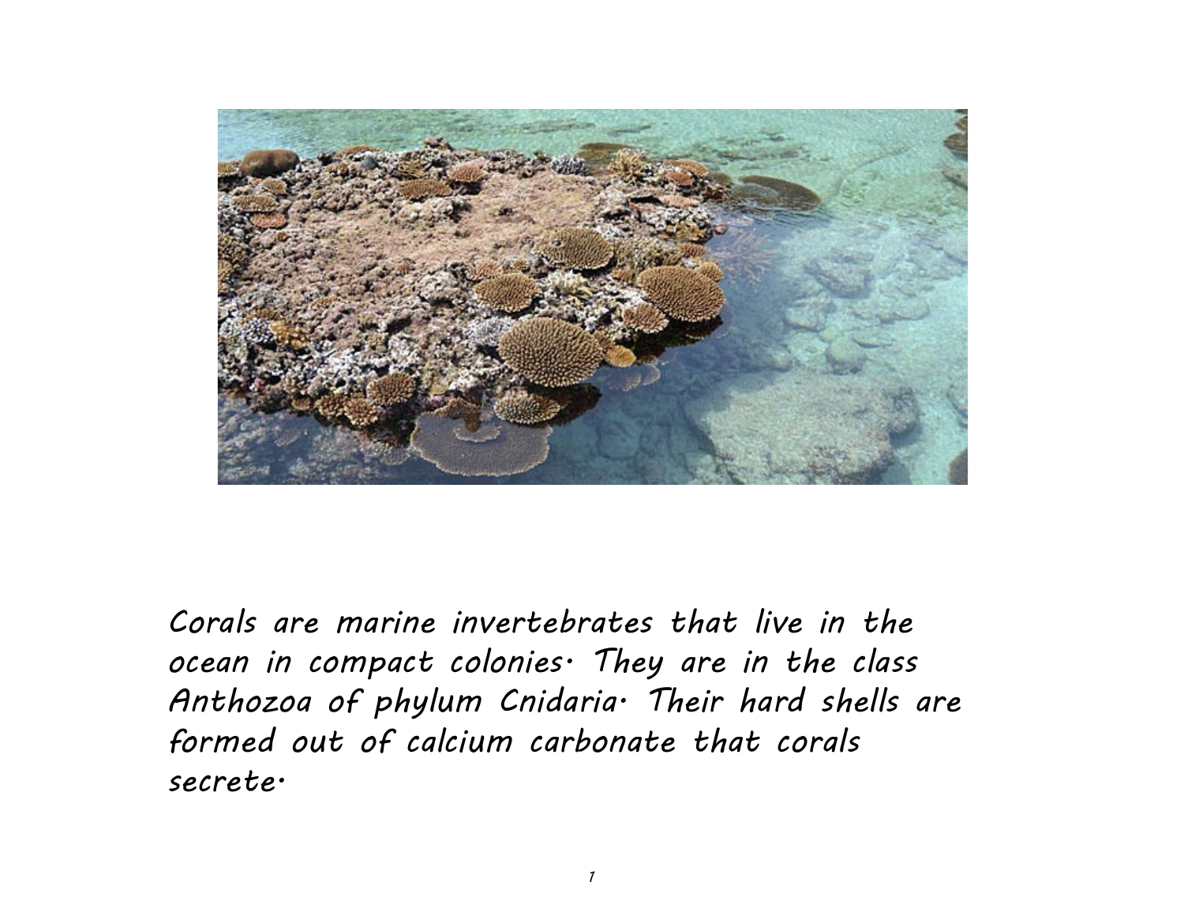Corals are marine invertebrates that live in the ocean in compact colonies. They are in the class Anthozoa of phylum Cnidaria. Their hard shells are formed out of calcium carbonate that corals secrete.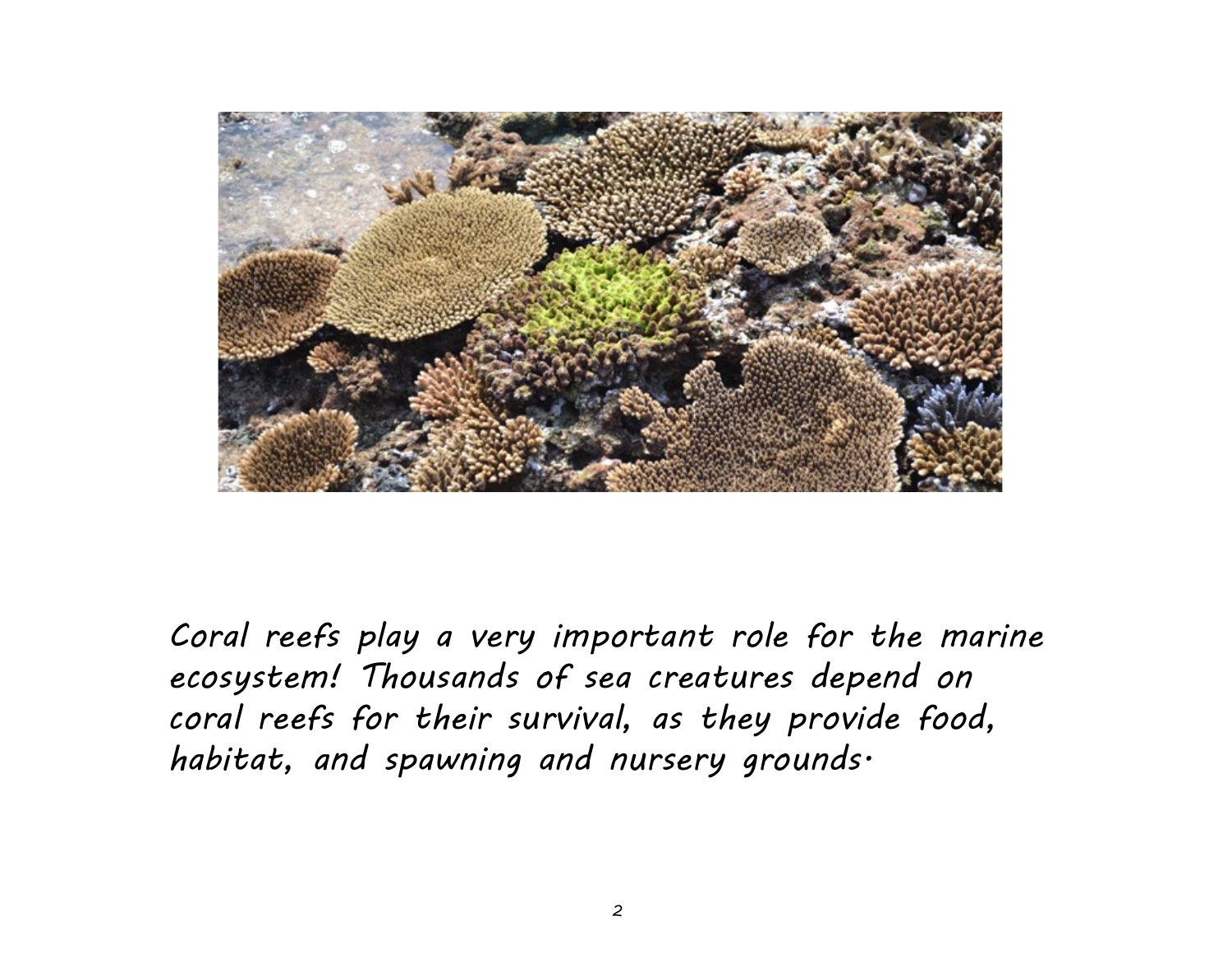Coral reefs play a very important role for the marine ecosystem! Thousands of sea creatures depend on coral reefs for their survival, as they provide food, habitat, and spawning and nursery grounds.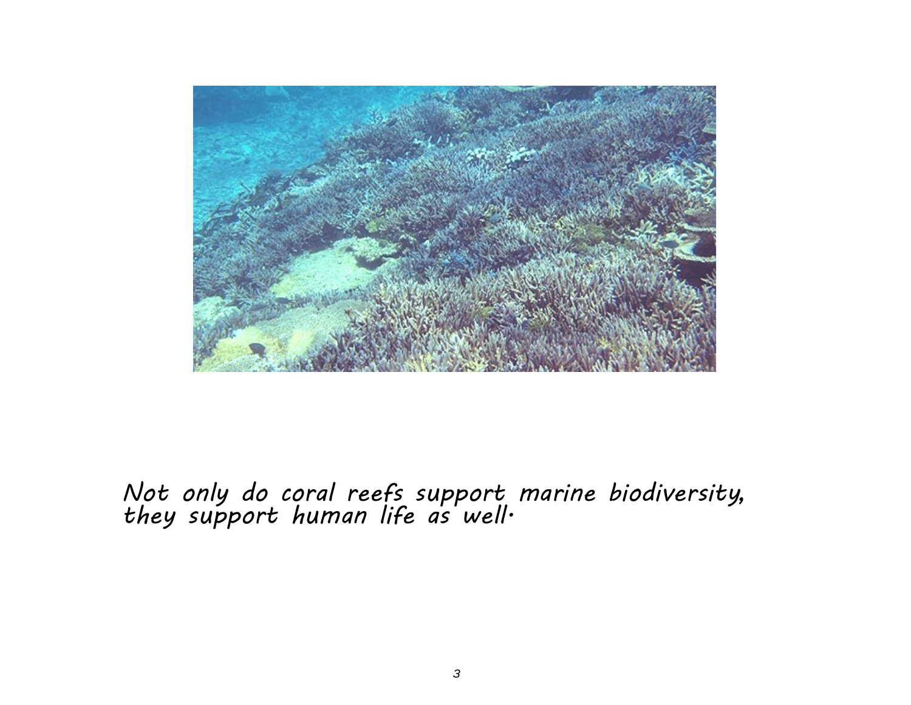*Not only do coral reefs support marine biodiversity, they support human life as well.*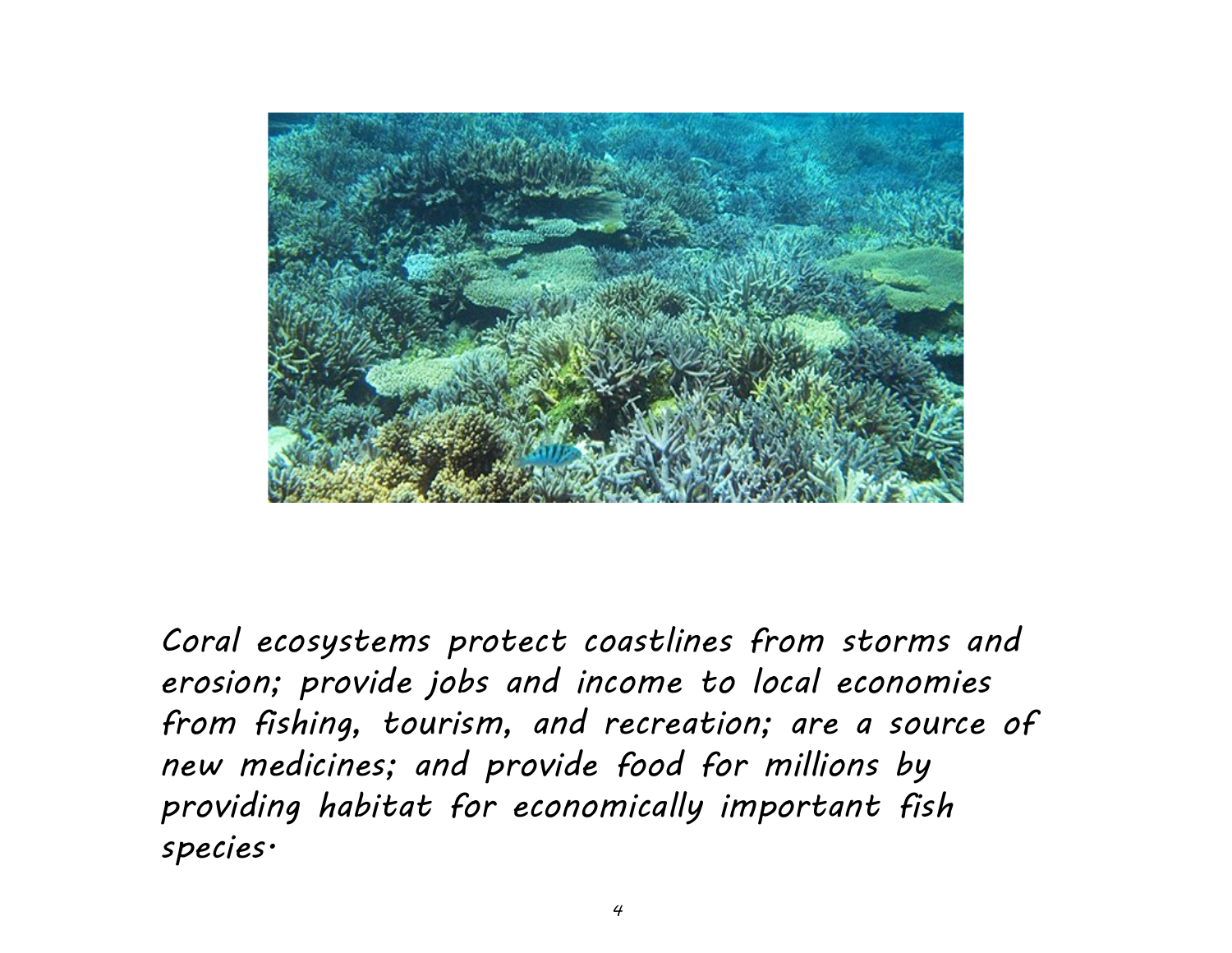*Coral ecosystems protect coastlines from storms and erosion; provide jobs and income to local economies from fishing, tourism, and recreation; are a source of new medicines; and provide food for millions by providing habitat for economically important fish species.*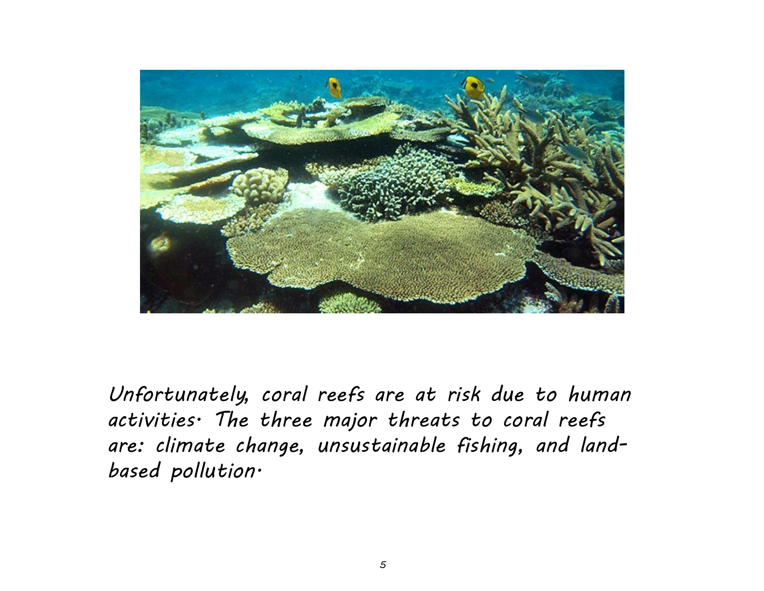*Unfortunately, coral reefs are at risk due to human activities. The three major threats to coral reefs are: climate change, unsustainable fishing, and land-based pollution.*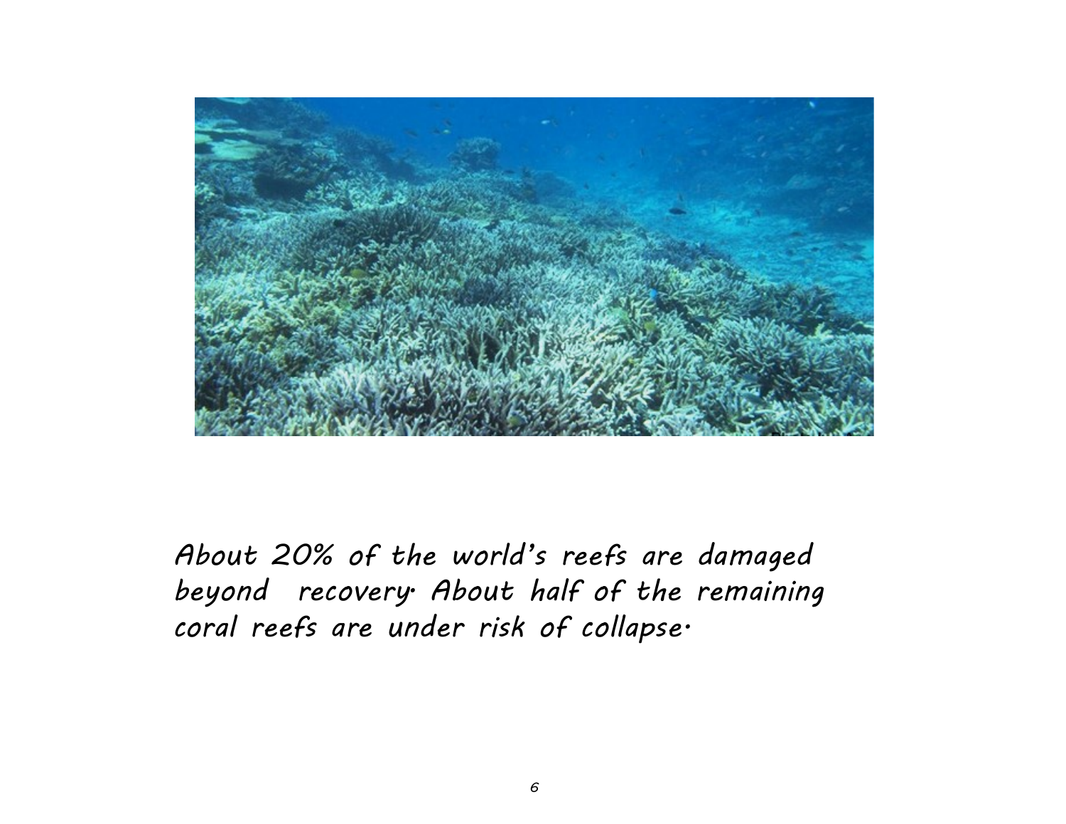*About 20% of the world's reefs are damaged beyond recovery. About half of the remaining coral reefs are under risk of collapse.*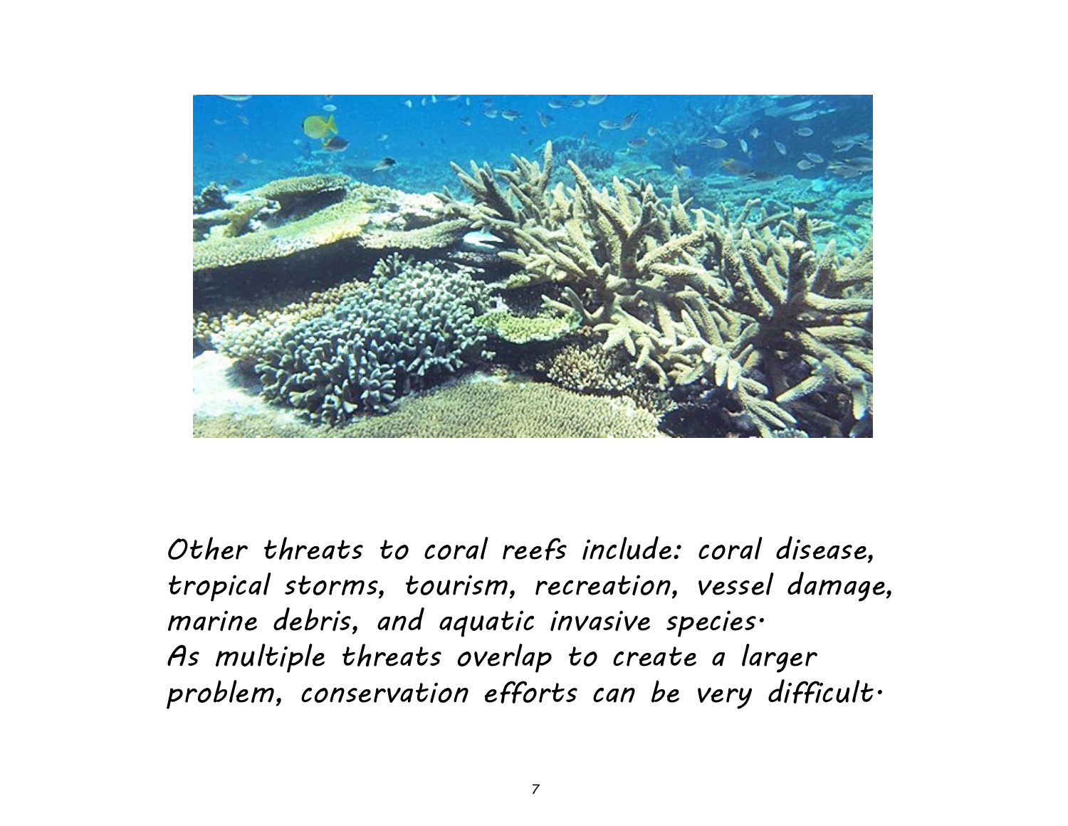*Other threats to coral reefs include: coral disease, tropical storms, tourism, recreation, vessel damage, marine debris, and aquatic invasive species. As multiple threats overlap to create a larger problem, conservation efforts can be very difficult.*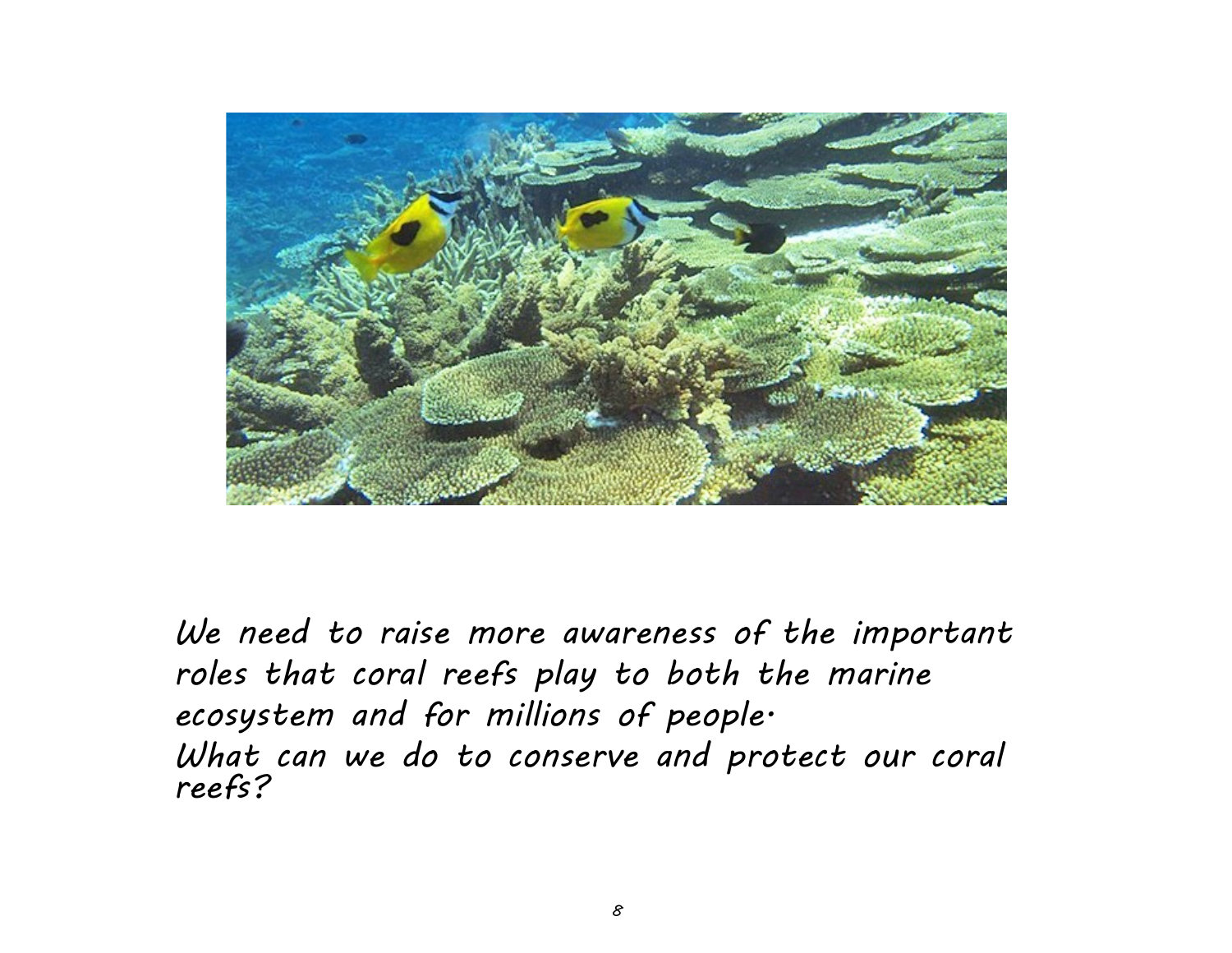*We need to raise more awareness of the important roles that coral reefs play to both the marine ecosystem and for millions of people.*
*What can we do to conserve and protect our coral reefs?*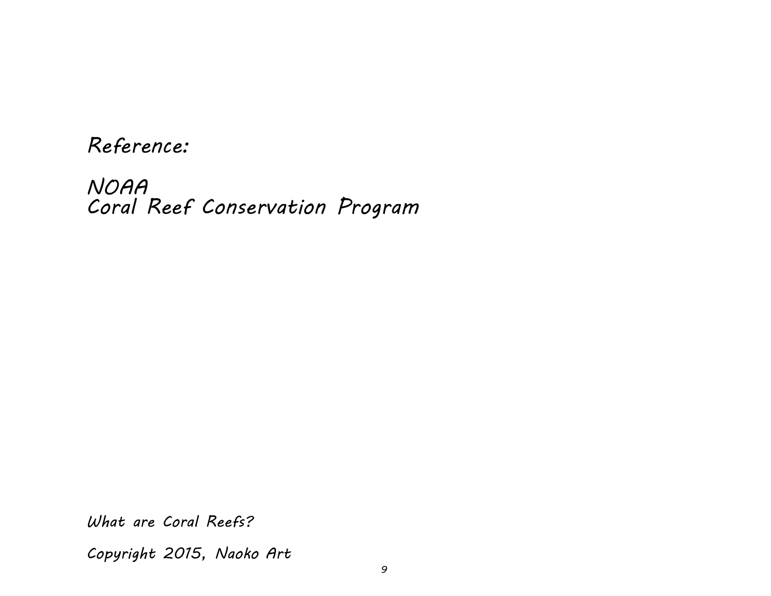*Reference:*

*NOAA*
*Coral Reef Conservation Program*

*What are Coral Reefs?*

*Copyright 2015, Naoko Art*